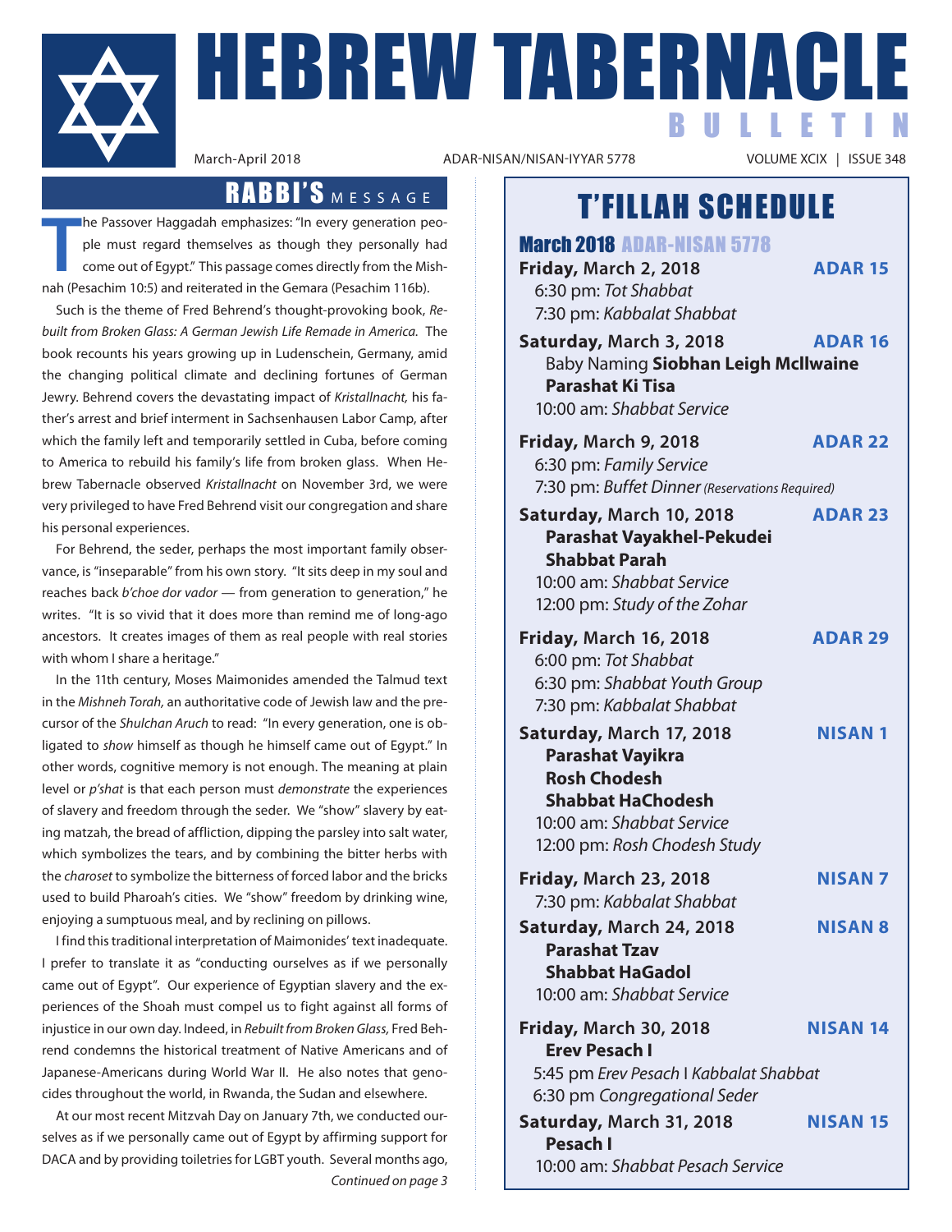# HEBREW TABERNACLE BULLETIN

March-April 2018 | ADAR-NISAN/NISAN-IYYAR 5778 | VOLUME XCIX | ISSUE 348

## RABBI'S MESSAGE

The Passover Haggadah emphasizes: "In every generation people must regard themselves as though they personally had come out of Egypt." This passage comes directly from the Mishnah (Pesachim 10:5) and reiterated in the Gemara (Pesachim 116b).

Such is the theme of Fred Behrend's thought-provoking book, *Rebuilt from Broken Glass: A German Jewish Life Remade in America.* The book recounts his years growing up in Ludenschein, Germany, amid the changing political climate and declining fortunes of German Jewry. Behrend covers the devastating impact of *Kristallnacht,* his father's arrest and brief interment in Sachsenhausen Labor Camp, after which the family left and temporarily settled in Cuba, before coming to America to rebuild his family's life from broken glass. When Hebrew Tabernacle observed *Kristallnacht* on November 3rd, we were very privileged to have Fred Behrend visit our congregation and share his personal experiences.

For Behrend, the seder, perhaps the most important family observance, is "inseparable" from his own story. "It sits deep in my soul and reaches back *b'choe dor vador* — from generation to generation," he writes. "It is so vivid that it does more than remind me of long-ago ancestors. It creates images of them as real people with real stories with whom I share a heritage."

In the 11th century, Moses Maimonides amended the Talmud text in the *Mishneh Torah,* an authoritative code of Jewish law and the precursor of the *Shulchan Aruch* to read: "In every generation, one is obligated to *show* himself as though he himself came out of Egypt." In other words, cognitive memory is not enough. The meaning at plain level or *p'shat* is that each person must *demonstrate* the experiences of slavery and freedom through the seder. We "show" slavery by eating matzah, the bread of affliction, dipping the parsley into salt water, which symbolizes the tears, and by combining the bitter herbs with the *charoset* to symbolize the bitterness of forced labor and the bricks used to build Pharoah's cities. We "show" freedom by drinking wine, enjoying a sumptuous meal, and by reclining on pillows.

I find this traditional interpretation of Maimonides' text inadequate. I prefer to translate it as "conducting ourselves as if we personally came out of Egypt". Our experience of Egyptian slavery and the experiences of the Shoah must compel us to fight against all forms of injustice in our own day. Indeed, in *Rebuilt from Broken Glass,* Fred Behrend condemns the historical treatment of Native Americans and of Japanese-Americans during World War II. He also notes that genocides throughout the world, in Rwanda, the Sudan and elsewhere.

At our most recent Mitzvah Day on January 7th, we conducted ourselves as if we personally came out of Egypt by affirming support for DACA and by providing toiletries for LGBT youth. Several months ago,

*Continued on page 3*

## T'FILLAH SCHEDULE

### March 2018 ADAR-NISAN 5778

**Friday, March 2, 2018** — **ADAR 15**
6:30 pm: *Tot Shabbat*
7:30 pm: *Kabbalat Shabbat*

**Saturday, March 3, 2018** — **ADAR 16**
Baby Naming **Siobhan Leigh McIlwaine**
**Parashat Ki Tisa**
10:00 am: *Shabbat Service*

**Friday, March 9, 2018** — **ADAR 22**
6:30 pm: *Family Service*
7:30 pm: *Buffet Dinner (Reservations Required)*

**Saturday, March 10, 2018** — **ADAR 23**
**Parashat Vayakhel-Pekudei**
**Shabbat Parah**
10:00 am: *Shabbat Service*
12:00 pm: *Study of the Zohar*

**Friday, March 16, 2018** — **ADAR 29**
6:00 pm: *Tot Shabbat*
6:30 pm: *Shabbat Youth Group*
7:30 pm: *Kabbalat Shabbat*

**Saturday, March 17, 2018** — **NISAN 1**
**Parashat Vayikra**
**Rosh Chodesh**
**Shabbat HaChodesh**
10:00 am: *Shabbat Service*
12:00 pm: *Rosh Chodesh Study*

**Friday, March 23, 2018** — **NISAN 7**
7:30 pm: *Kabbalat Shabbat*

**Saturday, March 24, 2018** — **NISAN 8**
**Parashat Tzav**
**Shabbat HaGadol**
10:00 am: *Shabbat Service*

**Friday, March 30, 2018** — **NISAN 14**
**Erev Pesach I**
5:45 pm *Erev Pesach I Kabbalat Shabbat*
6:30 pm *Congregational Seder*

**Saturday, March 31, 2018** — **NISAN 15**
**Pesach I**
10:00 am: *Shabbat Pesach Service*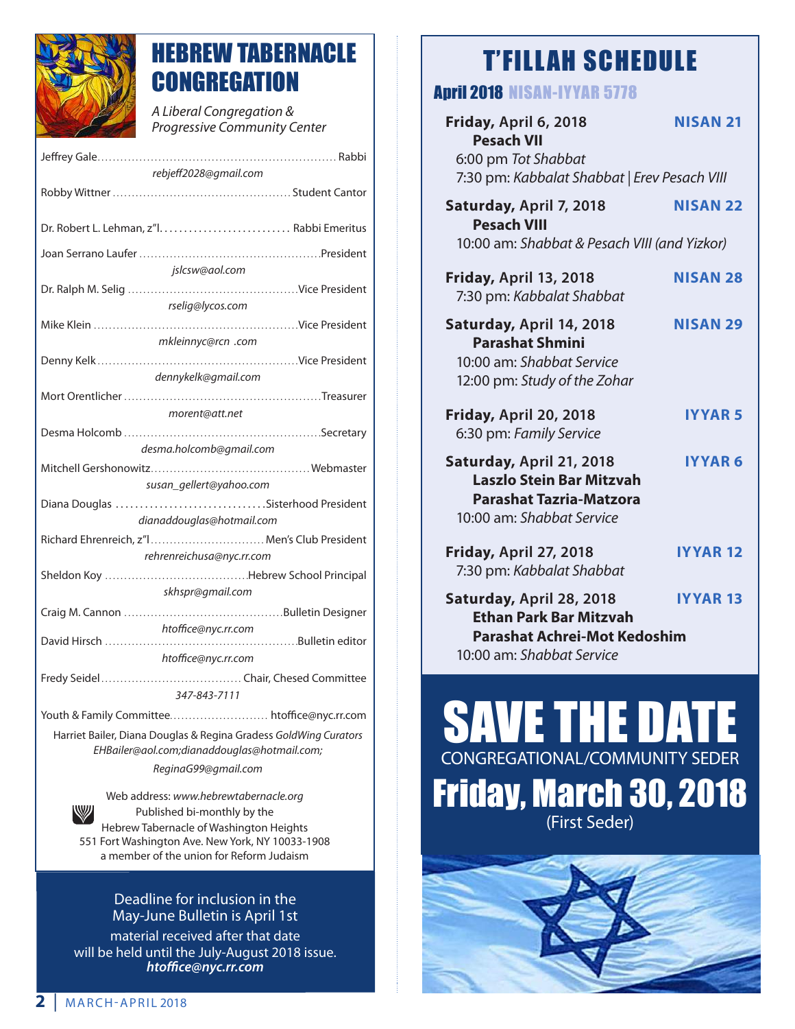# HEBREW TABERNACLE CONGREGATION

*A Liberal Congregation & Progressive Community Center*

Jeffrey Gale............ Rabbi
*rebjeff2028@gmail.com*

Robby Wittner............ Student Cantor

Dr. Robert L. Lehman, z"l............ Rabbi Emeritus

Joan Serrano Laufer............ President
*jslcsw@aol.com*

Dr. Ralph M. Selig............ Vice President
*rselig@lycos.com*

Mike Klein............ Vice President
*mkleinnyc@rcn .com*

Denny Kelk............ Vice President
*dennykelk@gmail.com*

Mort Orentlicher............ Treasurer
*morent@att.net*

Desma Holcomb............ Secretary
*desma.holcomb@gmail.com*

Mitchell Gershonowitz............ Webmaster
*susan_gellert@yahoo.com*

Diana Douglas............ Sisterhood President
*dianaddouglas@hotmail.com*

Richard Ehrenreich, z"l............ Men's Club President
*rehrenreichusa@nyc.rr.com*

Sheldon Koy............ Hebrew School Principal
*skhspr@gmail.com*

Craig M. Cannon............ Bulletin Designer
*htoffice@nyc.rr.com*

David Hirsch............ Bulletin editor
*htoffice@nyc.rr.com*

Fredy Seidel............ Chair, Chesed Committee
*347-843-7111*

Youth & Family Committee............ htoffice@nyc.rr.com

Harriet Bailer, Diana Douglas & Regina Gradess *GoldWing Curators*
*EHBailer@aol.com;dianaddouglas@hotmail.com;*
*ReginaG99@gmail.com*

Web address: *www.hebrewtabernacle.org*
Published bi-monthly by the
Hebrew Tabernacle of Washington Heights
551 Fort Washington Ave. New York, NY 10033-1908
a member of the union for Reform Judaism

Deadline for inclusion in the May-June Bulletin is April 1st
material received after that date will be held until the July-August 2018 issue.
***htoffice@nyc.rr.com***

# T'FILLAH SCHEDULE

## April 2018 NISAN-IYYAR 5778

**Friday, April 6, 2018** — **NISAN 21**
**Pesach VII**
6:00 pm *Tot Shabbat*
7:30 pm: *Kabbalat Shabbat | Erev Pesach VIII*

**Saturday, April 7, 2018** — **NISAN 22**
**Pesach VIII**
10:00 am: *Shabbat & Pesach VIII (and Yizkor)*

**Friday, April 13, 2018** — **NISAN 28**
7:30 pm: *Kabbalat Shabbat*

**Saturday, April 14, 2018** — **NISAN 29**
**Parashat Shmini**
10:00 am: *Shabbat Service*
12:00 pm: *Study of the Zohar*

**Friday, April 20, 2018** — **IYYAR 5**
6:30 pm: *Family Service*

**Saturday, April 21, 2018** — **IYYAR 6**
**Laszlo Stein Bar Mitzvah**
**Parashat Tazria-Matzora**
10:00 am: *Shabbat Service*

**Friday, April 27, 2018** — **IYYAR 12**
7:30 pm: *Kabbalat Shabbat*

**Saturday, April 28, 2018** — **IYYAR 13**
**Ethan Park Bar Mitzvah**
**Parashat Achrei-Mot Kedoshim**
10:00 am: *Shabbat Service*

# SAVE THE DATE

CONGREGATIONAL/COMMUNITY SEDER

## Friday, March 30, 2018

(First Seder)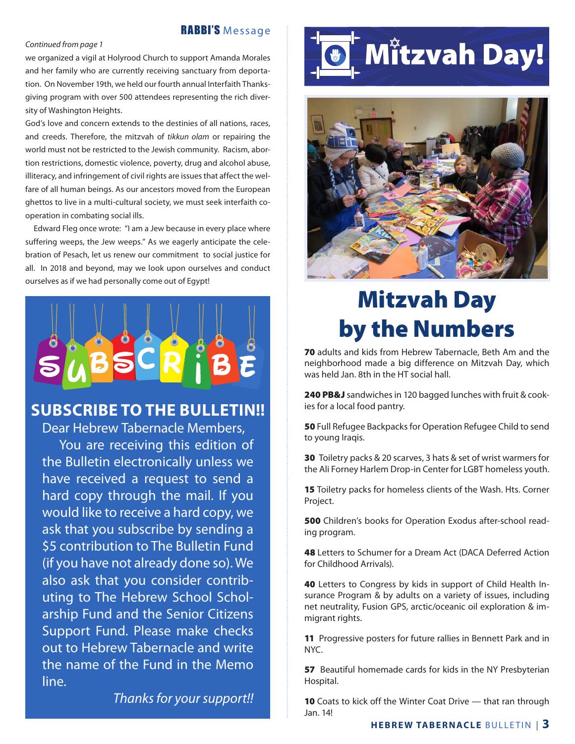## RABBI'S Message

*Continued from page 1*

we organized a vigil at Holyrood Church to support Amanda Morales and her family who are currently receiving sanctuary from deportation. On November 19th, we held our fourth annual Interfaith Thanksgiving program with over 500 attendees representing the rich diversity of Washington Heights.

God's love and concern extends to the destinies of all nations, races, and creeds. Therefore, the mitzvah of *tikkun olam* or repairing the world must not be restricted to the Jewish community. Racism, abortion restrictions, domestic violence, poverty, drug and alcohol abuse, illiteracy, and infringement of civil rights are issues that affect the welfare of all human beings. As our ancestors moved from the European ghettos to live in a multi-cultural society, we must seek interfaith co-operation in combating social ills.

Edward Fleg once wrote: "I am a Jew because in every place where suffering weeps, the Jew weeps." As we eagerly anticipate the celebration of Pesach, let us renew our commitment to social justice for all. In 2018 and beyond, may we look upon ourselves and conduct ourselves as if we had personally come out of Egypt!

## SUBSCRIBE TO THE BULLETIN!!

Dear Hebrew Tabernacle Members,

You are receiving this edition of the Bulletin electronically unless we have received a request to send a hard copy through the mail. If you would like to receive a hard copy, we ask that you subscribe by sending a $5 contribution to The Bulletin Fund (if you have not already done so). We also ask that you consider contributing to The Hebrew School Scholarship Fund and the Senior Citizens Support Fund. Please make checks out to Hebrew Tabernacle and write the name of the Fund in the Memo line.

*Thanks for your support!!*

# Mitzvah Day!

## Mitzvah Day by the Numbers

**70** adults and kids from Hebrew Tabernacle, Beth Am and the neighborhood made a big difference on Mitzvah Day, which was held Jan. 8th in the HT social hall.

**240 PB&J** sandwiches in 120 bagged lunches with fruit & cookies for a local food pantry.

**50** Full Refugee Backpacks for Operation Refugee Child to send to young Iraqis.

**30** Toiletry packs & 20 scarves, 3 hats & set of wrist warmers for the Ali Forney Harlem Drop-in Center for LGBT homeless youth.

**15** Toiletry packs for homeless clients of the Wash. Hts. Corner Project.

**500** Children's books for Operation Exodus after-school reading program.

**48** Letters to Schumer for a Dream Act (DACA Deferred Action for Childhood Arrivals).

**40** Letters to Congress by kids in support of Child Health Insurance Program & by adults on a variety of issues, including net neutrality, Fusion GPS, arctic/oceanic oil exploration & immigrant rights.

**11** Progressive posters for future rallies in Bennett Park and in NYC.

**57** Beautiful homemade cards for kids in the NY Presbyterian Hospital.

**10** Coats to kick off the Winter Coat Drive — that ran through Jan. 14!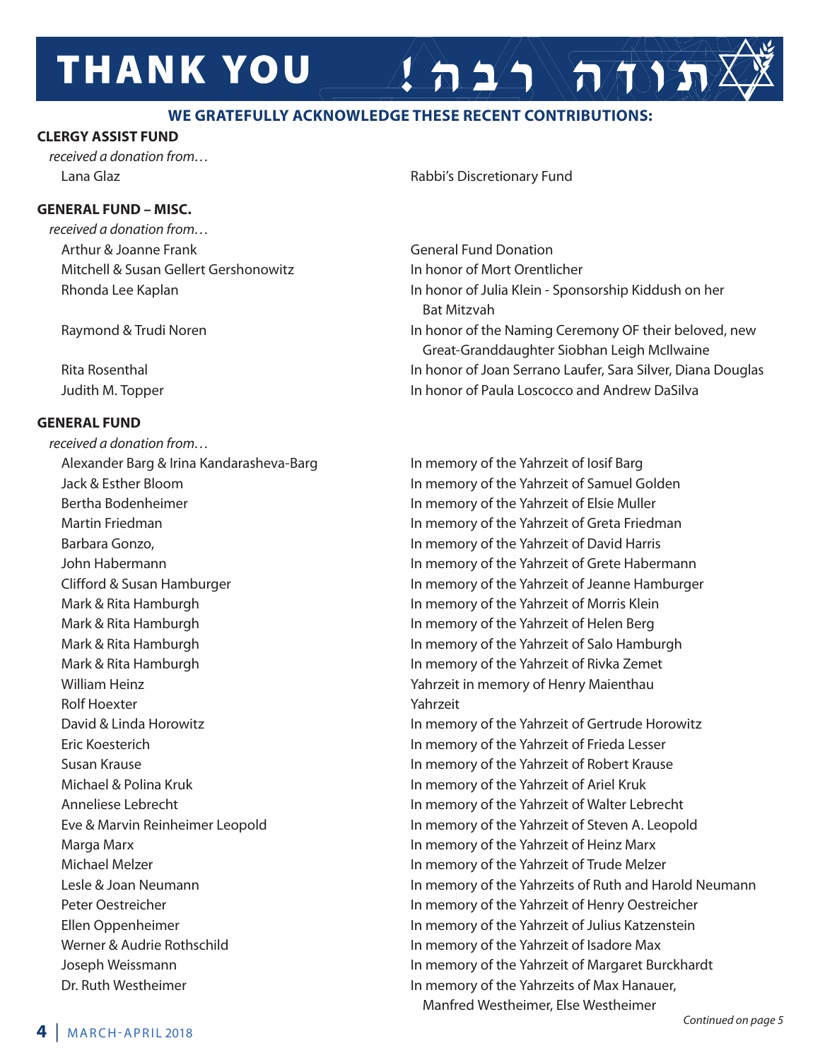# THANK YOU תודה רבה!

**WE GRATEFULLY ACKNOWLEDGE THESE RECENT CONTRIBUTIONS:**

**CLERGY ASSIST FUND**

*received a donation from…*

| | |
|---|---|
| Lana Glaz | Rabbi's Discretionary Fund |

**GENERAL FUND – MISC.**

*received a donation from…*

| | |
|---|---|
| Arthur & Joanne Frank | General Fund Donation |
| Mitchell & Susan Gellert Gershonowitz | In honor of Mort Orentlicher |
| Rhonda Lee Kaplan | In honor of Julia Klein - Sponsorship Kiddush on her Bat Mitzvah |
| Raymond & Trudi Noren | In honor of the Naming Ceremony OF their beloved, new Great-Granddaughter Siobhan Leigh McIlwaine |
| Rita Rosenthal | In honor of Joan Serrano Laufer, Sara Silver, Diana Douglas |
| Judith M. Topper | In honor of Paula Loscocco and Andrew DaSilva |

**GENERAL FUND**

*received a donation from…*

| | |
|---|---|
| Alexander Barg & Irina Kandarasheva-Barg | In memory of the Yahrzeit of Iosif Barg |
| Jack & Esther Bloom | In memory of the Yahrzeit of Samuel Golden |
| Bertha Bodenheimer | In memory of the Yahrzeit of Elsie Muller |
| Martin Friedman | In memory of the Yahrzeit of Greta Friedman |
| Barbara Gonzo, | In memory of the Yahrzeit of David Harris |
| John Habermann | In memory of the Yahrzeit of Grete Habermann |
| Clifford & Susan Hamburger | In memory of the Yahrzeit of Jeanne Hamburger |
| Mark & Rita Hamburgh | In memory of the Yahrzeit of Morris Klein |
| Mark & Rita Hamburgh | In memory of the Yahrzeit of Helen Berg |
| Mark & Rita Hamburgh | In memory of the Yahrzeit of Salo Hamburgh |
| Mark & Rita Hamburgh | In memory of the Yahrzeit of Rivka Zemet |
| William Heinz | Yahrzeit in memory of Henry Maienthau |
| Rolf Hoexter | Yahrzeit |
| David & Linda Horowitz | In memory of the Yahrzeit of Gertrude Horowitz |
| Eric Koesterich | In memory of the Yahrzeit of Frieda Lesser |
| Susan Krause | In memory of the Yahrzeit of Robert Krause |
| Michael & Polina Kruk | In memory of the Yahrzeit of Ariel Kruk |
| Anneliese Lebrecht | In memory of the Yahrzeit of Walter Lebrecht |
| Eve & Marvin Reinheimer Leopold | In memory of the Yahrzeit of Steven A. Leopold |
| Marga Marx | In memory of the Yahrzeit of Heinz Marx |
| Michael Melzer | In memory of the Yahrzeit of Trude Melzer |
| Lesle & Joan Neumann | In memory of the Yahrzeits of Ruth and Harold Neumann |
| Peter Oestreicher | In memory of the Yahrzeit of Henry Oestreicher |
| Ellen Oppenheimer | In memory of the Yahrzeit of Julius Katzenstein |
| Werner & Audrie Rothschild | In memory of the Yahrzeit of Isadore Max |
| Joseph Weissmann | In memory of the Yahrzeit of Margaret Burckhardt |
| Dr. Ruth Westheimer | In memory of the Yahrzeits of Max Hanauer, Manfred Westheimer, Else Westheimer |

*Continued on page 5*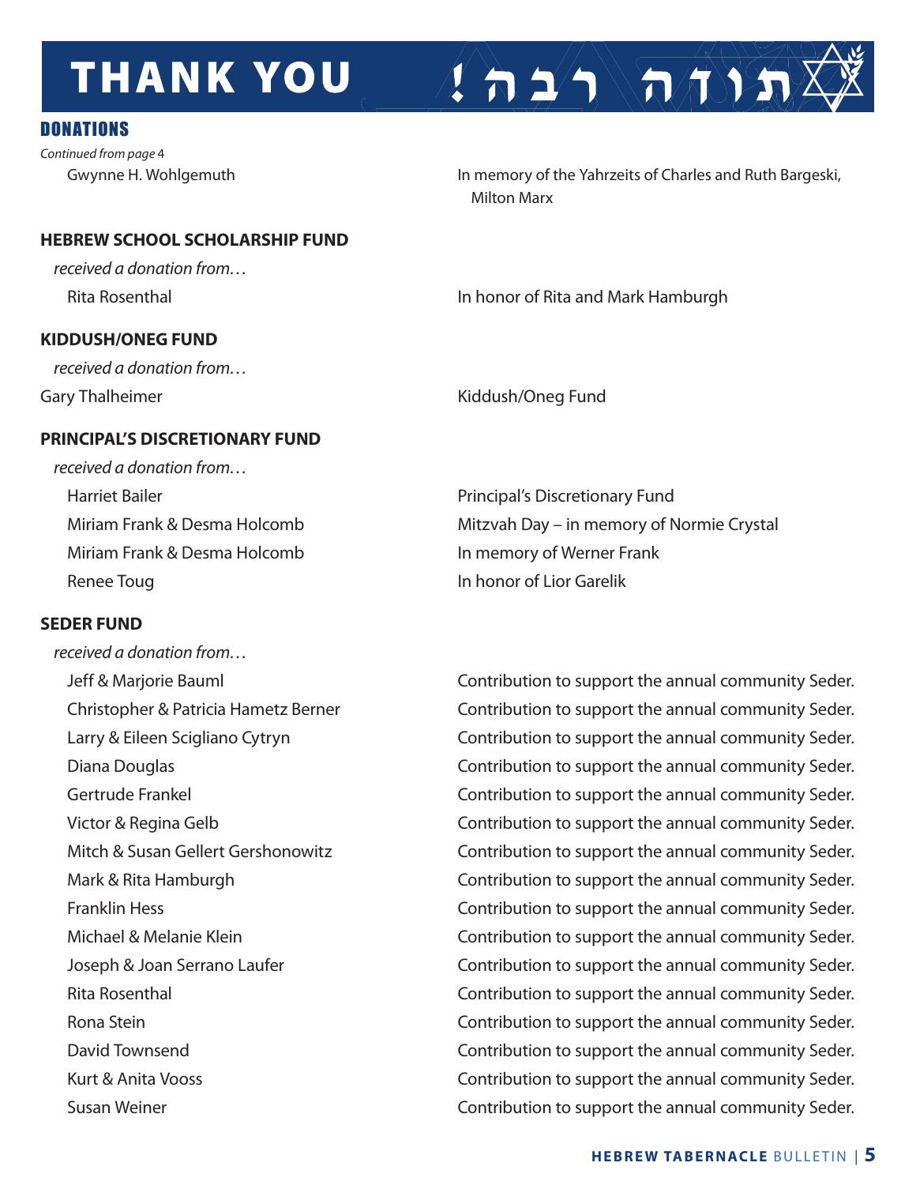# THANK YOU !תודה רבה

## DONATIONS

*Continued from page 4*

| | |
|---|---|
| Gwynne H. Wohlgemuth | In memory of the Yahrzeits of Charles and Ruth Bargeski, Milton Marx |

### HEBREW SCHOOL SCHOLARSHIP FUND

*received a donation from…*

| | |
|---|---|
| Rita Rosenthal | In honor of Rita and Mark Hamburgh |

### KIDDUSH/ONEG FUND

*received a donation from…*

| | |
|---|---|
| Gary Thalheimer | Kiddush/Oneg Fund |

### PRINCIPAL'S DISCRETIONARY FUND

*received a donation from…*

| | |
|---|---|
| Harriet Bailer | Principal's Discretionary Fund |
| Miriam Frank & Desma Holcomb | Mitzvah Day – in memory of Normie Crystal |
| Miriam Frank & Desma Holcomb | In memory of Werner Frank |
| Renee Toug | In honor of Lior Garelik |

### SEDER FUND

*received a donation from…*

| | |
|---|---|
| Jeff & Marjorie Bauml | Contribution to support the annual community Seder. |
| Christopher & Patricia Hametz Berner | Contribution to support the annual community Seder. |
| Larry & Eileen Scigliano Cytryn | Contribution to support the annual community Seder. |
| Diana Douglas | Contribution to support the annual community Seder. |
| Gertrude Frankel | Contribution to support the annual community Seder. |
| Victor & Regina Gelb | Contribution to support the annual community Seder. |
| Mitch & Susan Gellert Gershonowitz | Contribution to support the annual community Seder. |
| Mark & Rita Hamburgh | Contribution to support the annual community Seder. |
| Franklin Hess | Contribution to support the annual community Seder. |
| Michael & Melanie Klein | Contribution to support the annual community Seder. |
| Joseph & Joan Serrano Laufer | Contribution to support the annual community Seder. |
| Rita Rosenthal | Contribution to support the annual community Seder. |
| Rona Stein | Contribution to support the annual community Seder. |
| David Townsend | Contribution to support the annual community Seder. |
| Kurt & Anita Vooss | Contribution to support the annual community Seder. |
| Susan Weiner | Contribution to support the annual community Seder. |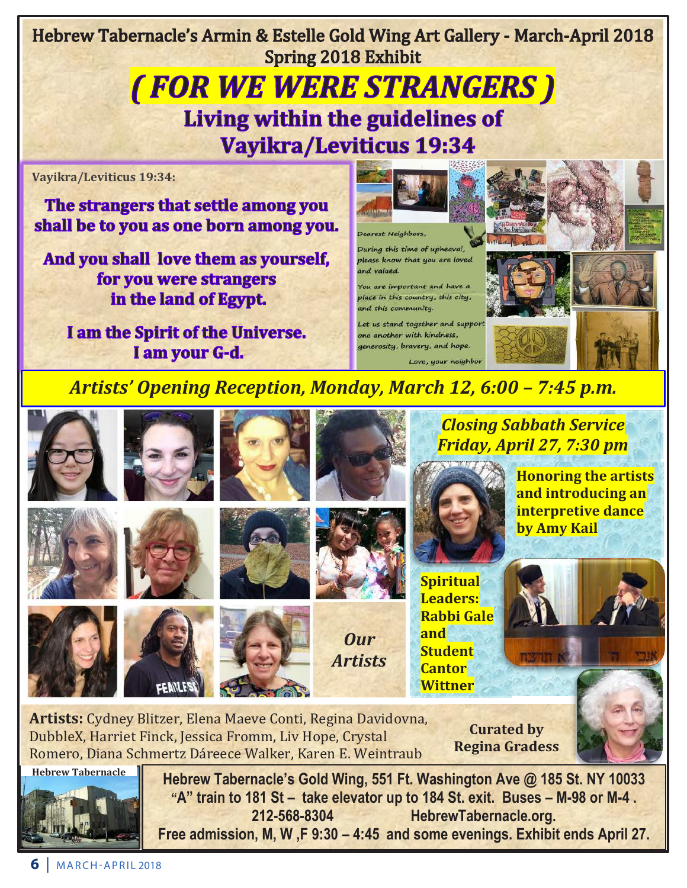# Hebrew Tabernacle's Armin & Estelle Gold Wing Art Gallery - March-April 2018

## Spring 2018 Exhibit

# *( FOR WE WERE STRANGERS )*

## Living within the guidelines of Vayikra/Leviticus 19:34

**Vayikra/Leviticus 19:34:**

**The strangers that settle among you shall be to you as one born among you.**

**And you shall love them as yourself, for you were strangers in the land of Egypt.**

**I am the Spirit of the Universe. I am your G-d.**

*Dearest Neighbors,*

*During this time of upheaval, please know that you are loved and valued.*

*You are important and have a place in this country, this city, and this community.*

*Let us stand together and support one another with kindness, generosity, bravery, and hope.*

*Love, your neighbor*

## *Artists' Opening Reception, Monday, March 12, 6:00 – 7:45 p.m.*

### *Closing Sabbath Service Friday, April 27, 7:30 pm*

**Honoring the artists and introducing an interpretive dance by Amy Kail**

**Spiritual Leaders: Rabbi Gale and Student Cantor Wittner**

***Our Artists***

**Artists:** Cydney Blitzer, Elena Maeve Conti, Regina Davidovna, DubbleX, Harriet Finck, Jessica Fromm, Liv Hope, Crystal Romero, Diana Schmertz Dáreece Walker, Karen E. Weintraub

**Curated by Regina Gradess**

**Hebrew Tabernacle**

**Hebrew Tabernacle's Gold Wing, 551 Ft. Washington Ave @ 185 St. NY 10033**
**"A" train to 181 St – take elevator up to 184 St. exit. Buses – M-98 or M-4 .**
**212-568-8304 HebrewTabernacle.org.**
**Free admission, M, W ,F 9:30 – 4:45 and some evenings. Exhibit ends April 27.**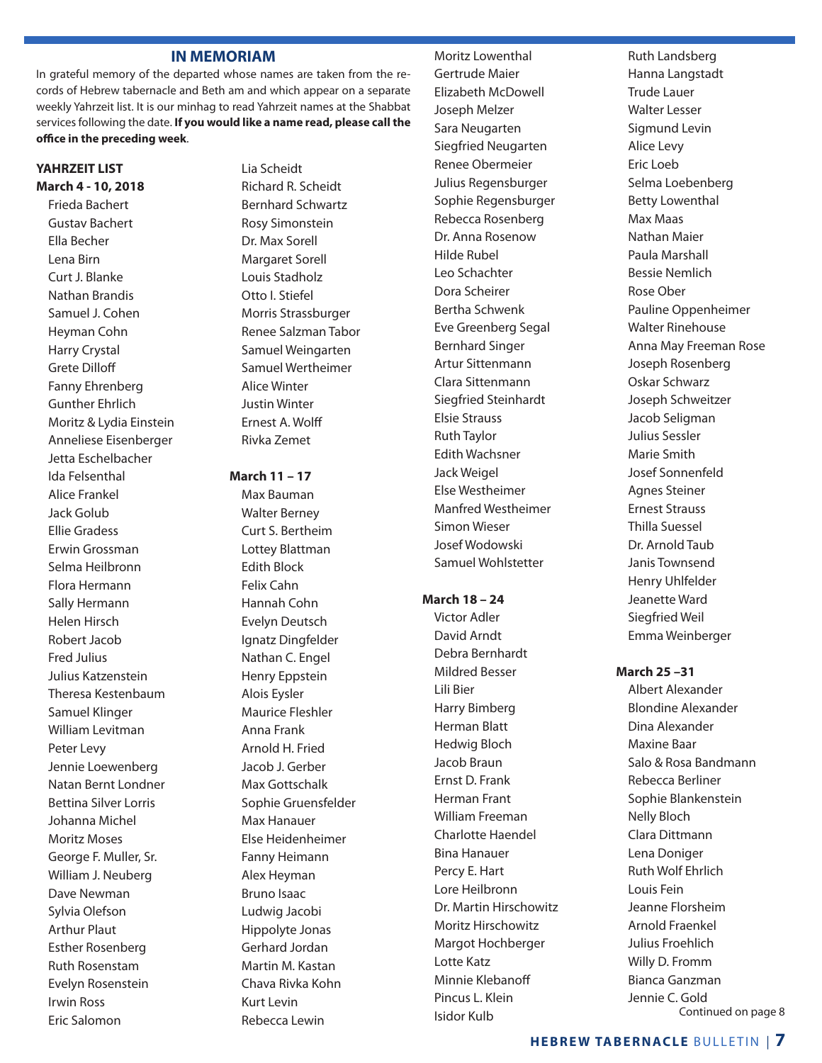## IN MEMORIAM

In grateful memory of the departed whose names are taken from the records of Hebrew tabernacle and Beth am and which appear on a separate weekly Yahrzeit list. It is our minhag to read Yahrzeit names at the Shabbat services following the date. **If you would like a name read, please call the office in the preceding week**.

**YAHRZEIT LIST**

**March 4 - 10, 2018**

Frieda Bachert
Gustav Bachert
Ella Becher
Lena Birn
Curt J. Blanke
Nathan Brandis
Samuel J. Cohen
Heyman Cohn
Harry Crystal
Grete Dilloff
Fanny Ehrenberg
Gunther Ehrlich
Moritz & Lydia Einstein
Anneliese Eisenberger
Jetta Eschelbacher
Ida Felsenthal
Alice Frankel
Jack Golub
Ellie Gradess
Erwin Grossman
Selma Heilbronn
Flora Hermann
Sally Hermann
Helen Hirsch
Robert Jacob
Fred Julius
Julius Katzenstein
Theresa Kestenbaum
Samuel Klinger
William Levitman
Peter Levy
Jennie Loewenberg
Natan Bernt Londner
Bettina Silver Lorris
Johanna Michel
Moritz Moses
George F. Muller, Sr.
William J. Neuberg
Dave Newman
Sylvia Olefson
Arthur Plaut
Esther Rosenberg
Ruth Rosenstam
Evelyn Rosenstein
Irwin Ross
Eric Salomon
Lia Scheidt
Richard R. Scheidt
Bernhard Schwartz
Rosy Simonstein
Dr. Max Sorell
Margaret Sorell
Louis Stadholz
Otto I. Stiefel
Morris Strassburger
Renee Salzman Tabor
Samuel Weingarten
Samuel Wertheimer
Alice Winter
Justin Winter
Ernest A. Wolff
Rivka Zemet

**March 11 – 17**

Max Bauman
Walter Berney
Curt S. Bertheim
Lottey Blattman
Edith Block
Felix Cahn
Hannah Cohn
Evelyn Deutsch
Ignatz Dingfelder
Nathan C. Engel
Henry Eppstein
Alois Eysler
Maurice Fleshler
Anna Frank
Arnold H. Fried
Jacob J. Gerber
Max Gottschalk
Sophie Gruensfelder
Max Hanauer
Else Heidenheimer
Fanny Heimann
Alex Heyman
Bruno Isaac
Ludwig Jacobi
Hippolyte Jonas
Gerhard Jordan
Martin M. Kastan
Chava Rivka Kohn
Kurt Levin
Rebecca Lewin
Moritz Lowenthal
Gertrude Maier
Elizabeth McDowell
Joseph Melzer
Sara Neugarten
Siegfried Neugarten
Renee Obermeier
Julius Regensburger
Sophie Regensburger
Rebecca Rosenberg
Dr. Anna Rosenow
Hilde Rubel
Leo Schachter
Dora Scheirer
Bertha Schwenk
Eve Greenberg Segal
Bernhard Singer
Artur Sittenmann
Clara Sittenmann
Siegfried Steinhardt
Elsie Strauss
Ruth Taylor
Edith Wachsner
Jack Weigel
Else Westheimer
Manfred Westheimer
Simon Wieser
Josef Wodowski
Samuel Wohlstetter

**March 18 – 24**

Victor Adler
David Arndt
Debra Bernhardt
Mildred Besser
Lili Bier
Harry Bimberg
Herman Blatt
Hedwig Bloch
Jacob Braun
Ernst D. Frank
Herman Frant
William Freeman
Charlotte Haendel
Bina Hanauer
Percy E. Hart
Lore Heilbronn
Dr. Martin Hirschowitz
Moritz Hirschowitz
Margot Hochberger
Lotte Katz
Minnie Klebanoff
Pincus L. Klein
Isidor Kulb
Ruth Landsberg
Hanna Langstadt
Trude Lauer
Walter Lesser
Sigmund Levin
Alice Levy
Eric Loeb
Selma Loebenberg
Betty Lowenthal
Max Maas
Nathan Maier
Paula Marshall
Bessie Nemlich
Rose Ober
Pauline Oppenheimer
Walter Rinehouse
Anna May Freeman Rose
Joseph Rosenberg
Oskar Schwarz
Joseph Schweitzer
Jacob Seligman
Julius Sessler
Marie Smith
Josef Sonnenfeld
Agnes Steiner
Ernest Strauss
Thilla Suessel
Dr. Arnold Taub
Janis Townsend
Henry Uhlfelder
Jeanette Ward
Siegfried Weil
Emma Weinberger

**March 25 –31**

Albert Alexander
Blondine Alexander
Dina Alexander
Maxine Baar
Salo & Rosa Bandmann
Rebecca Berliner
Sophie Blankenstein
Nelly Bloch
Clara Dittmann
Lena Doniger
Ruth Wolf Ehrlich
Louis Fein
Jeanne Florsheim
Arnold Fraenkel
Julius Froehlich
Willy D. Fromm
Bianca Ganzman
Jennie C. Gold

Continued on page 8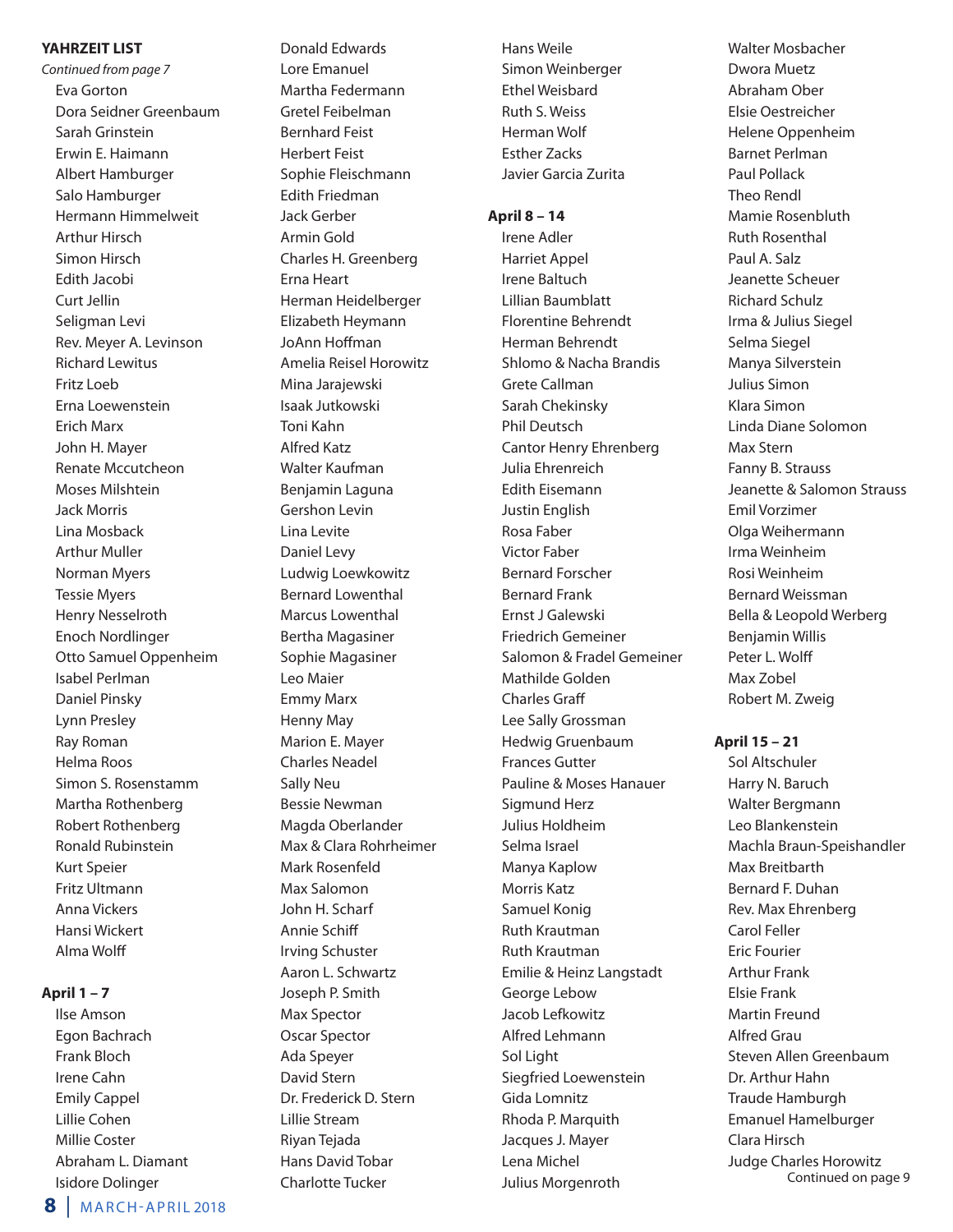**YAHRZEIT LIST**

*Continued from page 7*

Eva Gorton
Dora Seidner Greenbaum
Sarah Grinstein
Erwin E. Haimann
Albert Hamburger
Salo Hamburger
Hermann Himmelweit
Arthur Hirsch
Simon Hirsch
Edith Jacobi
Curt Jellin
Seligman Levi
Rev. Meyer A. Levinson
Richard Lewitus
Fritz Loeb
Erna Loewenstein
Erich Marx
John H. Mayer
Renate Mccutcheon
Moses Milshtein
Jack Morris
Lina Mosback
Arthur Muller
Norman Myers
Tessie Myers
Henry Nesselroth
Enoch Nordlinger
Otto Samuel Oppenheim
Isabel Perlman
Daniel Pinsky
Lynn Presley
Ray Roman
Helma Roos
Simon S. Rosenstamm
Martha Rothenberg
Robert Rothenberg
Ronald Rubinstein
Kurt Speier
Fritz Ultmann
Anna Vickers
Hansi Wickert
Alma Wolff

**April 1 – 7**

Ilse Amson
Egon Bachrach
Frank Bloch
Irene Cahn
Emily Cappel
Lillie Cohen
Millie Coster
Abraham L. Diamant
Isidore Dolinger
Donald Edwards
Lore Emanuel
Martha Federmann
Gretel Feibelman
Bernhard Feist
Herbert Feist
Sophie Fleischmann
Edith Friedman
Jack Gerber
Armin Gold
Charles H. Greenberg
Erna Heart
Herman Heidelberger
Elizabeth Heymann
JoAnn Hoffman
Amelia Reisel Horowitz
Mina Jarajewski
Isaak Jutkowski
Toni Kahn
Alfred Katz
Walter Kaufman
Benjamin Laguna
Gershon Levin
Lina Levite
Daniel Levy
Ludwig Loewkowitz
Bernard Lowenthal
Marcus Lowenthal
Bertha Magasiner
Sophie Magasiner
Leo Maier
Emmy Marx
Henny May
Marion E. Mayer
Charles Neadel
Sally Neu
Bessie Newman
Magda Oberlander
Max & Clara Rohrheimer
Mark Rosenfeld
Max Salomon
John H. Scharf
Annie Schiff
Irving Schuster
Aaron L. Schwartz
Joseph P. Smith
Max Spector
Oscar Spector
Ada Speyer
David Stern
Dr. Frederick D. Stern
Lillie Stream
Riyan Tejada
Hans David Tobar
Charlotte Tucker
Hans Weile
Simon Weinberger
Ethel Weisbard
Ruth S. Weiss
Herman Wolf
Esther Zacks
Javier Garcia Zurita

**April 8 – 14**

Irene Adler
Harriet Appel
Irene Baltuch
Lillian Baumblatt
Florentine Behrendt
Herman Behrendt
Shlomo & Nacha Brandis
Grete Callman
Sarah Chekinsky
Phil Deutsch
Cantor Henry Ehrenberg
Julia Ehrenreich
Edith Eisemann
Justin English
Rosa Faber
Victor Faber
Bernard Forscher
Bernard Frank
Ernst J Galewski
Friedrich Gemeiner
Salomon & Fradel Gemeiner
Mathilde Golden
Charles Graff
Lee Sally Grossman
Hedwig Gruenbaum
Frances Gutter
Pauline & Moses Hanauer
Sigmund Herz
Julius Holdheim
Selma Israel
Manya Kaplow
Morris Katz
Samuel Konig
Ruth Krautman
Ruth Krautman
Emilie & Heinz Langstadt
George Lebow
Jacob Lefkowitz
Alfred Lehmann
Sol Light
Siegfried Loewenstein
Gida Lomnitz
Rhoda P. Marquith
Jacques J. Mayer
Lena Michel
Julius Morgenroth
Walter Mosbacher
Dwora Muetz
Abraham Ober
Elsie Oestreicher
Helene Oppenheim
Barnet Perlman
Paul Pollack
Theo Rendl
Mamie Rosenbluth
Ruth Rosenthal
Paul A. Salz
Jeanette Scheuer
Richard Schulz
Irma & Julius Siegel
Selma Siegel
Manya Silverstein
Julius Simon
Klara Simon
Linda Diane Solomon
Max Stern
Fanny B. Strauss
Jeanette & Salomon Strauss
Emil Vorzimer
Olga Weihermann
Irma Weinheim
Rosi Weinheim
Bernard Weissman
Bella & Leopold Werberg
Benjamin Willis
Peter L. Wolff
Max Zobel
Robert M. Zweig

**April 15 – 21**

Sol Altschuler
Harry N. Baruch
Walter Bergmann
Leo Blankenstein
Machla Braun-Speishandler
Max Breitbarth
Bernard F. Duhan
Rev. Max Ehrenberg
Carol Feller
Eric Fourier
Arthur Frank
Elsie Frank
Martin Freund
Alfred Grau
Steven Allen Greenbaum
Dr. Arthur Hahn
Traude Hamburgh
Emanuel Hamelburger
Clara Hirsch
Judge Charles Horowitz

Continued on page 9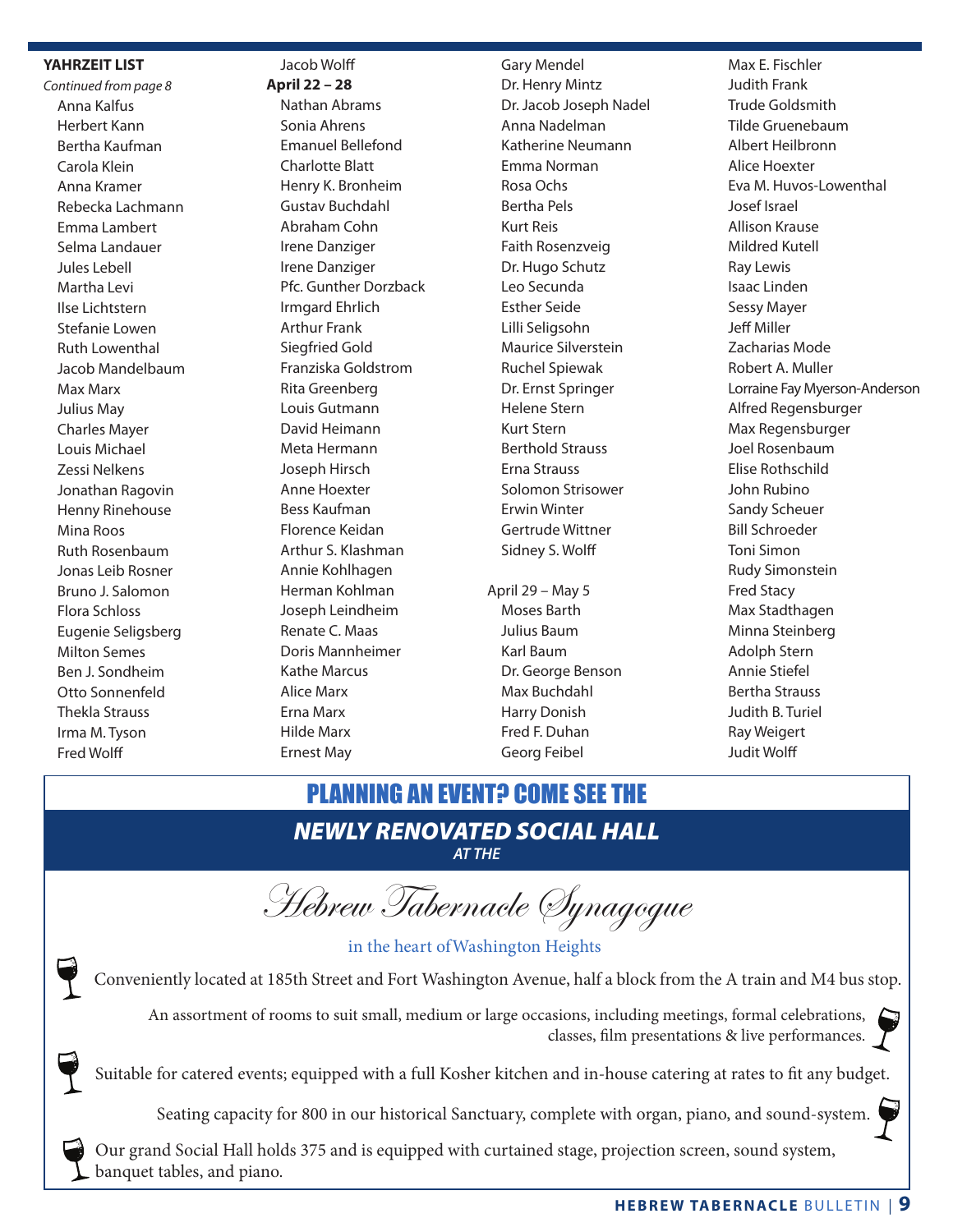**YAHRZEIT LIST**

*Continued from page 8*

Anna Kalfus
Herbert Kann
Bertha Kaufman
Carola Klein
Anna Kramer
Rebecka Lachmann
Emma Lambert
Selma Landauer
Jules Lebell
Martha Levi
Ilse Lichtstern
Stefanie Lowen
Ruth Lowenthal
Jacob Mandelbaum
Max Marx
Julius May
Charles Mayer
Louis Michael
Zessi Nelkens
Jonathan Ragovin
Henny Rinehouse
Mina Roos
Ruth Rosenbaum
Jonas Leib Rosner
Bruno J. Salomon
Flora Schloss
Eugenie Seligsberg
Milton Semes
Ben J. Sondheim
Otto Sonnenfeld
Thekla Strauss
Irma M. Tyson
Fred Wolff
Jacob Wolff

**April 22 – 28**

Nathan Abrams
Sonia Ahrens
Emanuel Bellefond
Charlotte Blatt
Henry K. Bronheim
Gustav Buchdahl
Abraham Cohn
Irene Danziger
Irene Danziger
Pfc. Gunther Dorzback
Irmgard Ehrlich
Arthur Frank
Siegfried Gold
Franziska Goldstrom
Rita Greenberg
Louis Gutmann
David Heimann
Meta Hermann
Joseph Hirsch
Anne Hoexter
Bess Kaufman
Florence Keidan
Arthur S. Klashman
Annie Kohlhagen
Herman Kohlman
Joseph Leindheim
Renate C. Maas
Doris Mannheimer
Kathe Marcus
Alice Marx
Erna Marx
Hilde Marx
Ernest May
Gary Mendel
Dr. Henry Mintz
Dr. Jacob Joseph Nadel
Anna Nadelman
Katherine Neumann
Emma Norman
Rosa Ochs
Bertha Pels
Kurt Reis
Faith Rosenzveig
Dr. Hugo Schutz
Leo Secunda
Esther Seide
Lilli Seligsohn
Maurice Silverstein
Ruchel Spiewak
Dr. Ernst Springer
Helene Stern
Kurt Stern
Berthold Strauss
Erna Strauss
Solomon Strisower
Erwin Winter
Gertrude Wittner
Sidney S. Wolff

April 29 – May 5

Moses Barth
Julius Baum
Karl Baum
Dr. George Benson
Max Buchdahl
Harry Donish
Fred F. Duhan
Georg Feibel
Max E. Fischler
Judith Frank
Trude Goldsmith
Tilde Gruenebaum
Albert Heilbronn
Alice Hoexter
Eva M. Huvos-Lowenthal
Josef Israel
Allison Krause
Mildred Kutell
Ray Lewis
Isaac Linden
Sessy Mayer
Jeff Miller
Zacharias Mode
Robert A. Muller
Lorraine Fay Myerson-Anderson
Alfred Regensburger
Max Regensburger
Joel Rosenbaum
Elise Rothschild
John Rubino
Sandy Scheuer
Bill Schroeder
Toni Simon
Rudy Simonstein
Fred Stacy
Max Stadthagen
Minna Steinberg
Adolph Stern
Annie Stiefel
Bertha Strauss
Judith B. Turiel
Ray Weigert
Judit Wolff

## PLANNING AN EVENT? COME SEE THE

## *NEWLY RENOVATED SOCIAL HALL*

*AT THE*

# Hebrew Tabernacle Synagogue

in the heart of Washington Heights

Conveniently located at 185th Street and Fort Washington Avenue, half a block from the A train and M4 bus stop.

An assortment of rooms to suit small, medium or large occasions, including meetings, formal celebrations, classes, film presentations & live performances.

Suitable for catered events; equipped with a full Kosher kitchen and in-house catering at rates to fit any budget.

Seating capacity for 800 in our historical Sanctuary, complete with organ, piano, and sound-system.

Our grand Social Hall holds 375 and is equipped with curtained stage, projection screen, sound system, banquet tables, and piano.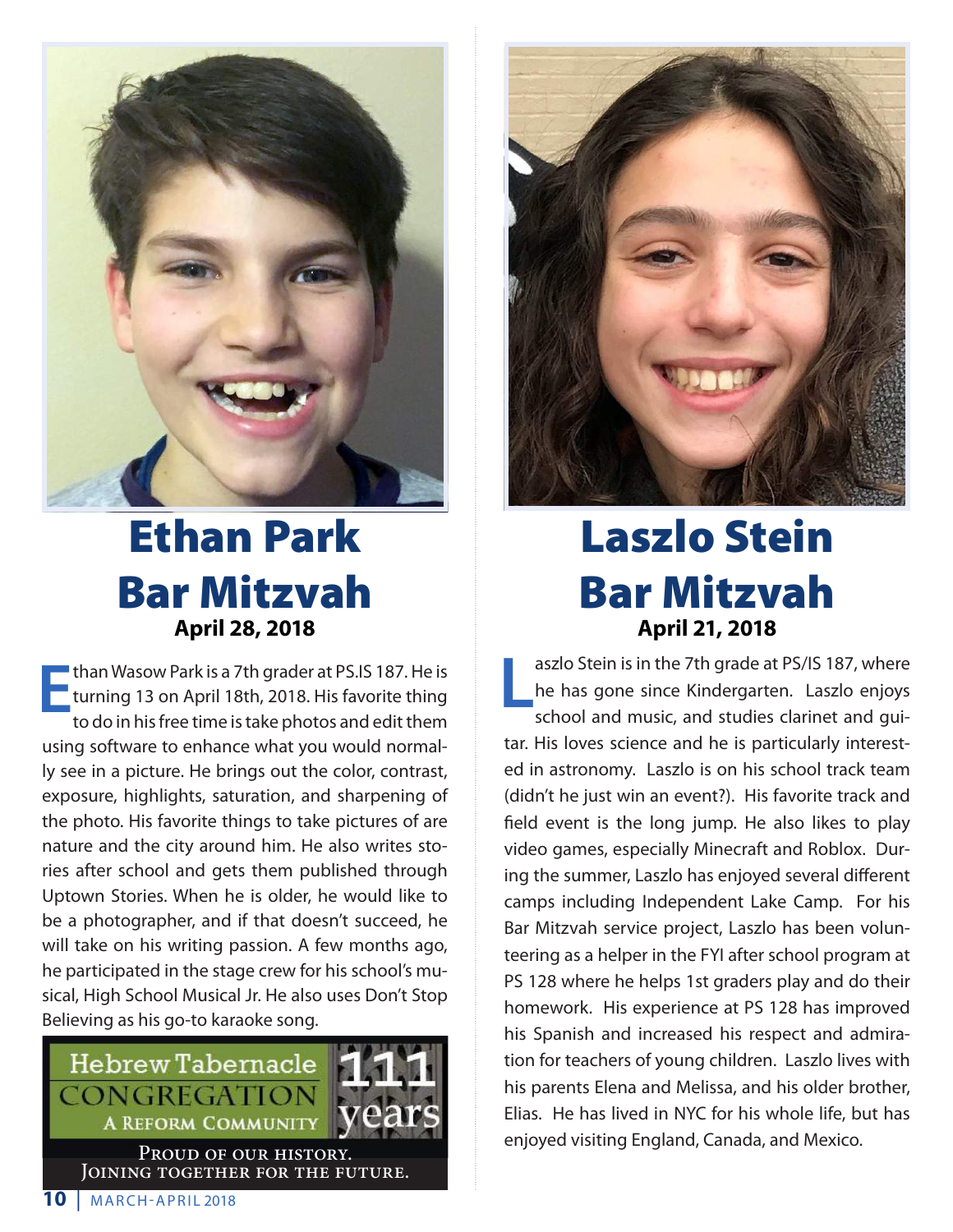# Ethan Park
# Bar Mitzvah

**April 28, 2018**

Ethan Wasow Park is a 7th grader at PS.IS 187. He is turning 13 on April 18th, 2018. His favorite thing to do in his free time is take photos and edit them using software to enhance what you would normally see in a picture. He brings out the color, contrast, exposure, highlights, saturation, and sharpening of the photo. His favorite things to take pictures of are nature and the city around him. He also writes stories after school and gets them published through Uptown Stories. When he is older, he would like to be a photographer, and if that doesn't succeed, he will take on his writing passion. A few months ago, he participated in the stage crew for his school's musical, High School Musical Jr. He also uses Don't Stop Believing as his go-to karaoke song.

Hebrew Tabernacle CONGREGATION
A Reform Community
111 years

Proud of our history.
Joining together for the future.

# Laszlo Stein
# Bar Mitzvah

**April 21, 2018**

Laszlo Stein is in the 7th grade at PS/IS 187, where he has gone since Kindergarten. Laszlo enjoys school and music, and studies clarinet and guitar. His loves science and he is particularly interested in astronomy. Laszlo is on his school track team (didn't he just win an event?). His favorite track and field event is the long jump. He also likes to play video games, especially Minecraft and Roblox. During the summer, Laszlo has enjoyed several different camps including Independent Lake Camp. For his Bar Mitzvah service project, Laszlo has been volunteering as a helper in the FYI after school program at PS 128 where he helps 1st graders play and do their homework. His experience at PS 128 has improved his Spanish and increased his respect and admiration for teachers of young children. Laszlo lives with his parents Elena and Melissa, and his older brother, Elias. He has lived in NYC for his whole life, but has enjoyed visiting England, Canada, and Mexico.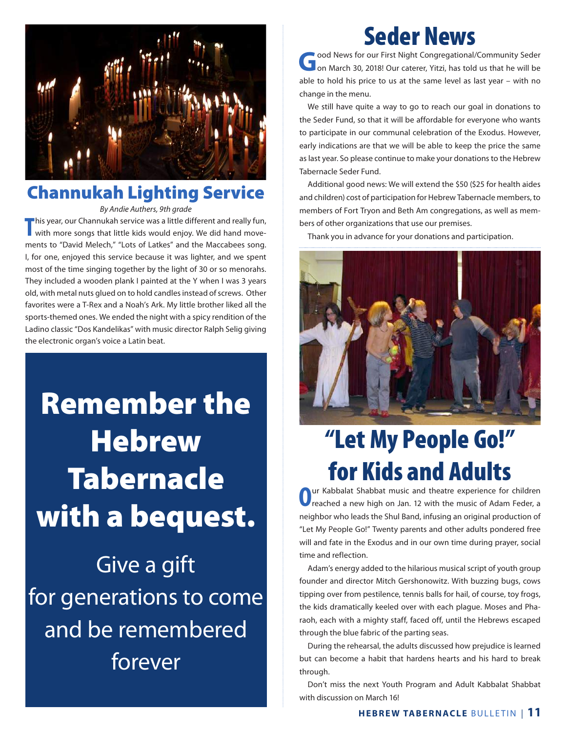## Channukah Lighting Service

*By Andie Authers, 9th grade*

This year, our Channukah service was a little different and really fun, with more songs that little kids would enjoy. We did hand movements to "David Melech," "Lots of Latkes" and the Maccabees song. I, for one, enjoyed this service because it was lighter, and we spent most of the time singing together by the light of 30 or so menorahs. They included a wooden plank I painted at the Y when I was 3 years old, with metal nuts glued on to hold candles instead of screws. Other favorites were a T-Rex and a Noah's Ark. My little brother liked all the sports-themed ones. We ended the night with a spicy rendition of the Ladino classic "Dos Kandelikas" with music director Ralph Selig giving the electronic organ's voice a Latin beat.

# Remember the Hebrew Tabernacle with a bequest.

Give a gift for generations to come and be remembered forever

## Seder News

Good News for our First Night Congregational/Community Seder on March 30, 2018! Our caterer, Yitzi, has told us that he will be able to hold his price to us at the same level as last year – with no change in the menu.

We still have quite a way to go to reach our goal in donations to the Seder Fund, so that it will be affordable for everyone who wants to participate in our communal celebration of the Exodus. However, early indications are that we will be able to keep the price the same as last year. So please continue to make your donations to the Hebrew Tabernacle Seder Fund.

Additional good news: We will extend the $50 ($25 for health aides and children) cost of participation for Hebrew Tabernacle members, to members of Fort Tryon and Beth Am congregations, as well as members of other organizations that use our premises.

Thank you in advance for your donations and participation.

## "Let My People Go!" for Kids and Adults

Our Kabbalat Shabbat music and theatre experience for children reached a new high on Jan. 12 with the music of Adam Feder, a neighbor who leads the Shul Band, infusing an original production of "Let My People Go!" Twenty parents and other adults pondered free will and fate in the Exodus and in our own time during prayer, social time and reflection.

Adam's energy added to the hilarious musical script of youth group founder and director Mitch Gershonowitz. With buzzing bugs, cows tipping over from pestilence, tennis balls for hail, of course, toy frogs, the kids dramatically keeled over with each plague. Moses and Pharaoh, each with a mighty staff, faced off, until the Hebrews escaped through the blue fabric of the parting seas.

During the rehearsal, the adults discussed how prejudice is learned but can become a habit that hardens hearts and his hard to break through.

Don't miss the next Youth Program and Adult Kabbalat Shabbat with discussion on March 16!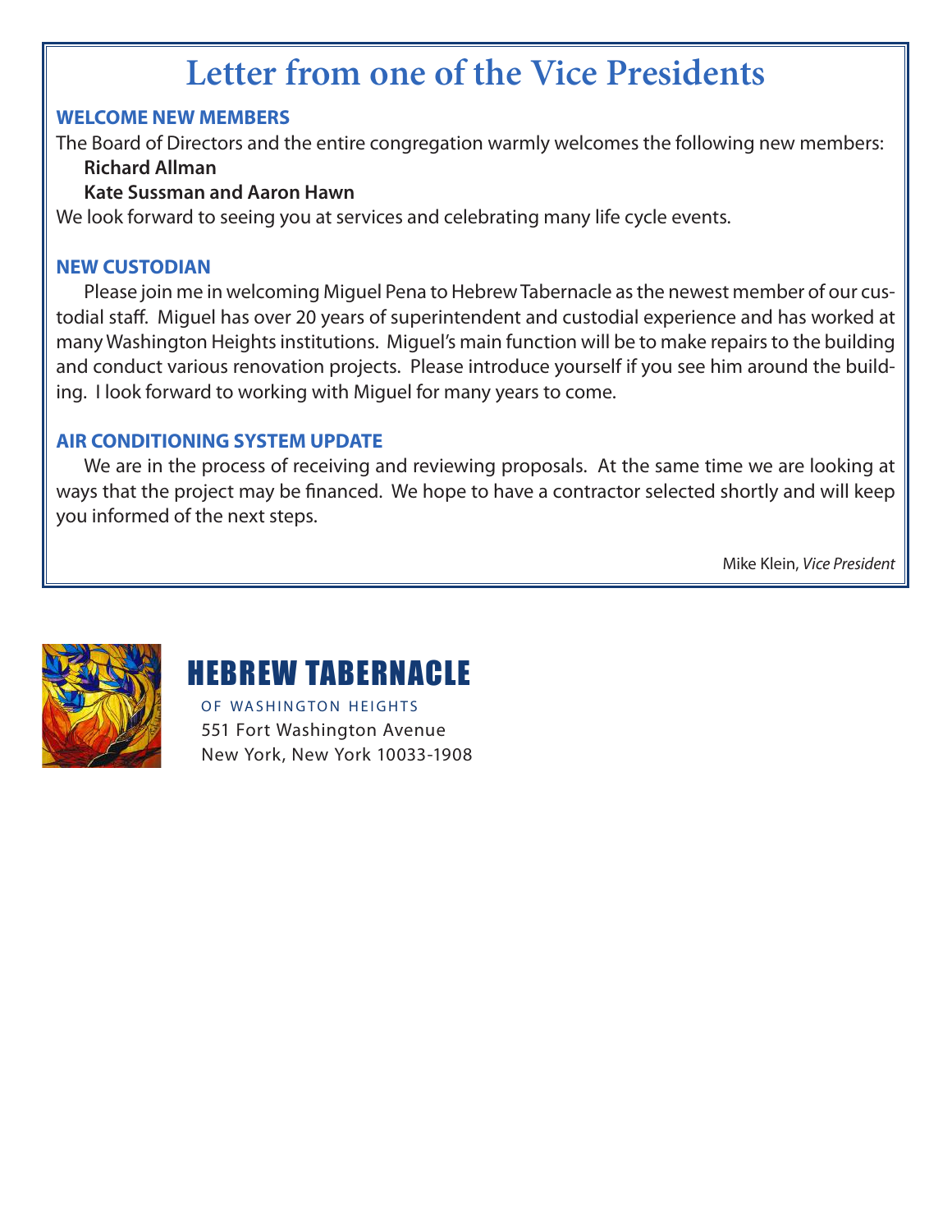# Letter from one of the Vice Presidents

### WELCOME NEW MEMBERS

The Board of Directors and the entire congregation warmly welcomes the following new members:

**Richard Allman**

**Kate Sussman and Aaron Hawn**

We look forward to seeing you at services and celebrating many life cycle events.

### NEW CUSTODIAN

Please join me in welcoming Miguel Pena to Hebrew Tabernacle as the newest member of our custodial staff. Miguel has over 20 years of superintendent and custodial experience and has worked at many Washington Heights institutions. Miguel's main function will be to make repairs to the building and conduct various renovation projects. Please introduce yourself if you see him around the building. I look forward to working with Miguel for many years to come.

### AIR CONDITIONING SYSTEM UPDATE

We are in the process of receiving and reviewing proposals. At the same time we are looking at ways that the project may be financed. We hope to have a contractor selected shortly and will keep you informed of the next steps.

Mike Klein, *Vice President*

**HEBREW TABERNACLE**

OF WASHINGTON HEIGHTS

551 Fort Washington Avenue

New York, New York 10033-1908